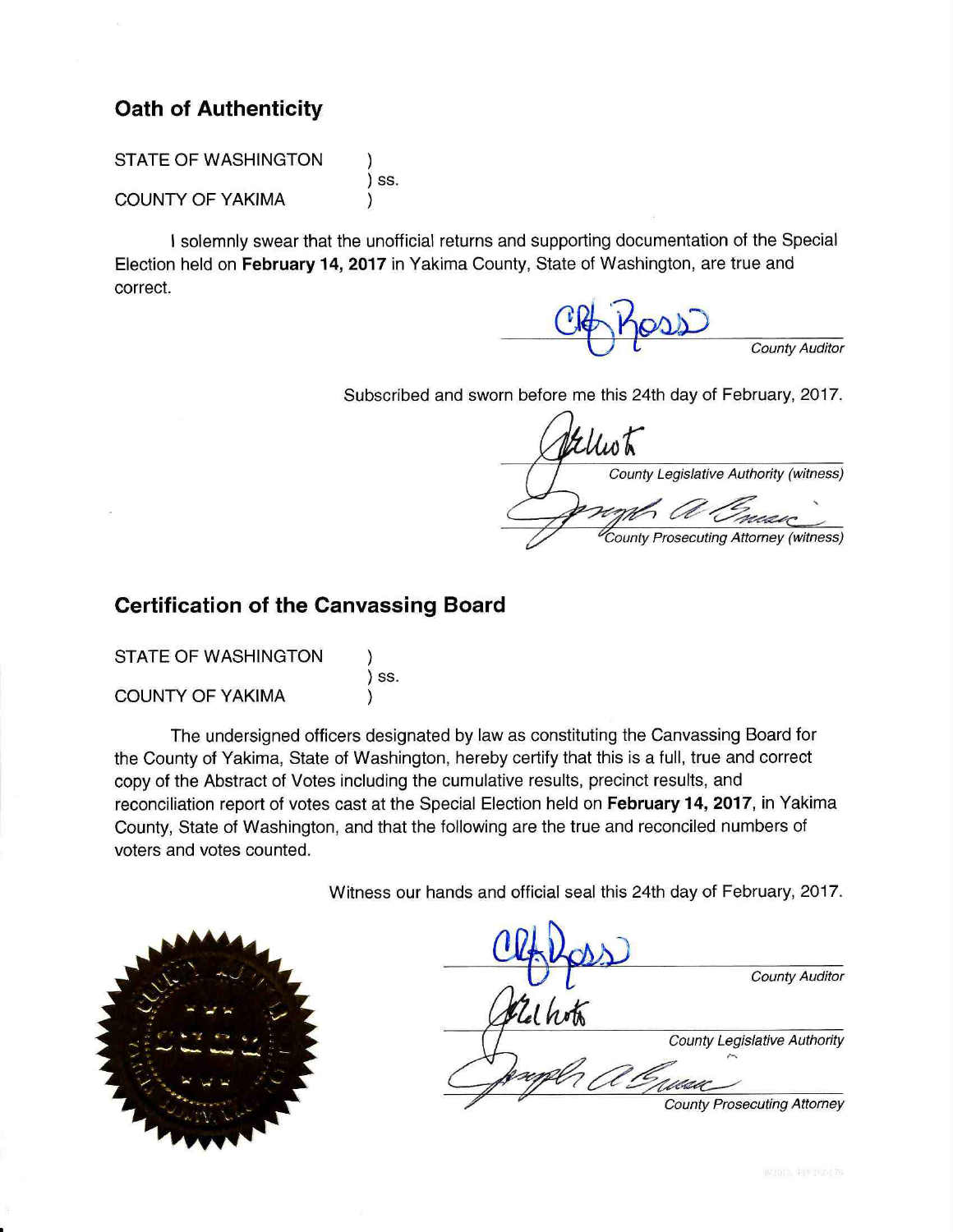## Oath of Authenticity

STATE OF WASHINGTON )
) ss.
COUNTY OF YAKIMA )

I solemnly swear that the unofficial returns and supporting documentation of the Special Election held on **February 14, 2017** in Yakima County, State of Washington, are true and correct.

*County Auditor*

Subscribed and sworn before me this 24th day of February, 2017.

*County Legislative Authority (witness)*

*County Prosecuting Attorney (witness)*

## Certification of the Canvassing Board

STATE OF WASHINGTON )
) ss.
COUNTY OF YAKIMA )

The undersigned officers designated by law as constituting the Canvassing Board for the County of Yakima, State of Washington, hereby certify that this is a full, true and correct copy of the Abstract of Votes including the cumulative results, precinct results, and reconciliation report of votes cast at the Special Election held on **February 14, 2017**, in Yakima County, State of Washington, and that the following are the true and reconciled numbers of voters and votes counted.

Witness our hands and official seal this 24th day of February, 2017.

*County Auditor*

*County Legislative Authority*

*County Prosecuting Attorney*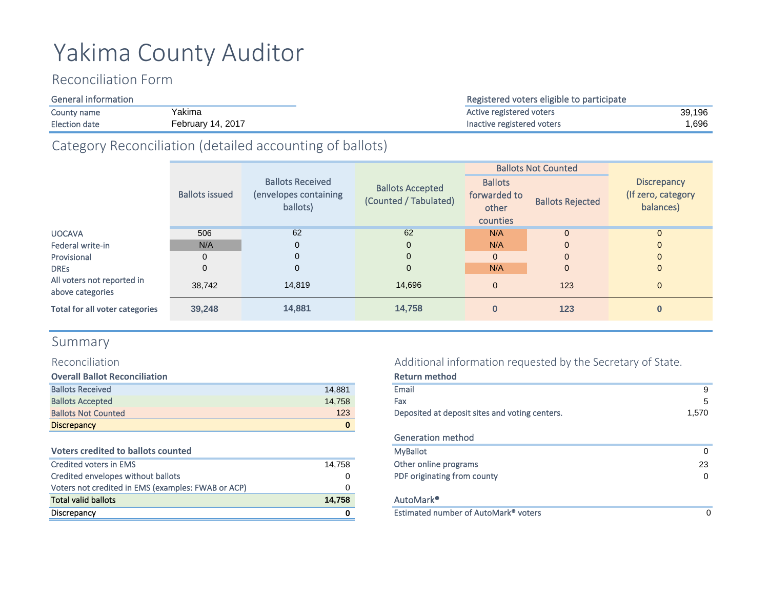# Yakima County Auditor

## Reconciliation Form

| General information | |
|---|---|
| County name | Yakima |
| Election date | February 14, 2017 |

| Registered voters eligible to participate | |
|---|---|
| Active registered voters | 39,196 |
| Inactive registered voters | 1,696 |

## Category Reconciliation (detailed accounting of ballots)

| | Ballots issued | Ballots Received (envelopes containing ballots) | Ballots Accepted (Counted / Tabulated) | Ballots Not Counted | | Discrepancy (If zero, category balances) |
|---|---|---|---|---|---|---|
| | | | | Ballots forwarded to other counties | Ballots Rejected | |
| UOCAVA | 506 | 62 | 62 | N/A | 0 | 0 |
| Federal write-in | N/A | 0 | 0 | N/A | 0 | 0 |
| Provisional | 0 | 0 | 0 | 0 | 0 | 0 |
| DREs | 0 | 0 | 0 | N/A | 0 | 0 |
| All voters not reported in above categories | 38,742 | 14,819 | 14,696 | 0 | 123 | 0 |
| **Total for all voter categories** | **39,248** | **14,881** | **14,758** | **0** | **123** | **0** |

## Summary

### Reconciliation

| Overall Ballot Reconciliation | |
|---|---|
| Ballots Received | 14,881 |
| Ballots Accepted | 14,758 |
| Ballots Not Counted | 123 |
| Discrepancy | **0** |

| Voters credited to ballots counted | |
|---|---|
| Credited voters in EMS | 14,758 |
| Credited envelopes without ballots | 0 |
| Voters not credited in EMS (examples: FWAB or ACP) | 0 |
| Total valid ballots | **14,758** |
| Discrepancy | **0** |

### Additional information requested by the Secretary of State.

| Return method | |
|---|---|
| Email | 9 |
| Fax | 5 |
| Deposited at deposit sites and voting centers. | 1,570 |

| Generation method | |
|---|---|
| MyBallot | 0 |
| Other online programs | 23 |
| PDF originating from county | 0 |

| AutoMark® | |
|---|---|
| Estimated number of AutoMark® voters | 0 |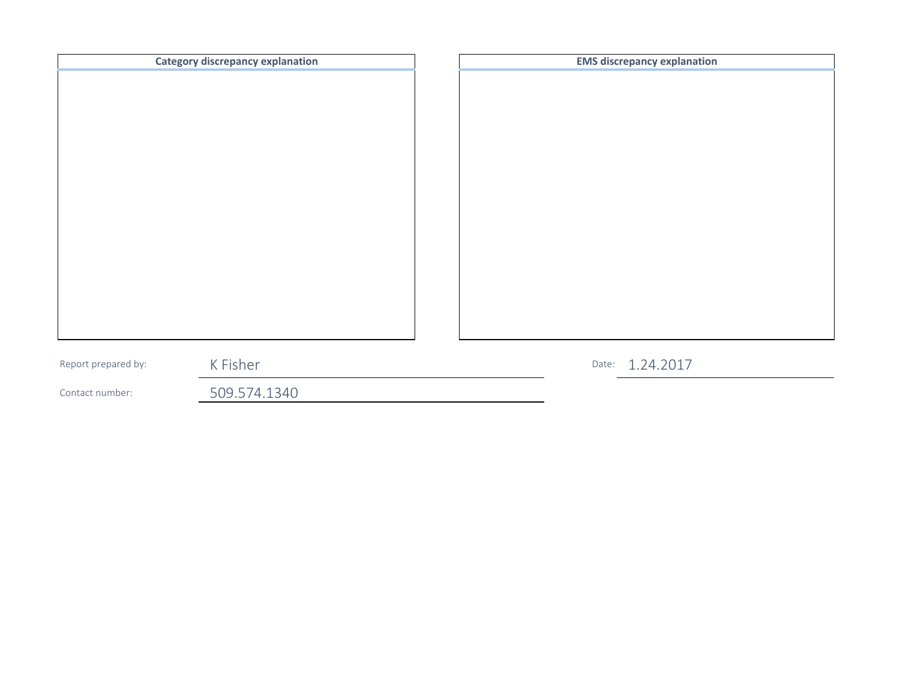| Category discrepancy explanation | EMS discrepancy explanation |
|---|---|
| | |

Report prepared by: K Fisher

Date: 1.24.2017

Contact number: 509.574.1340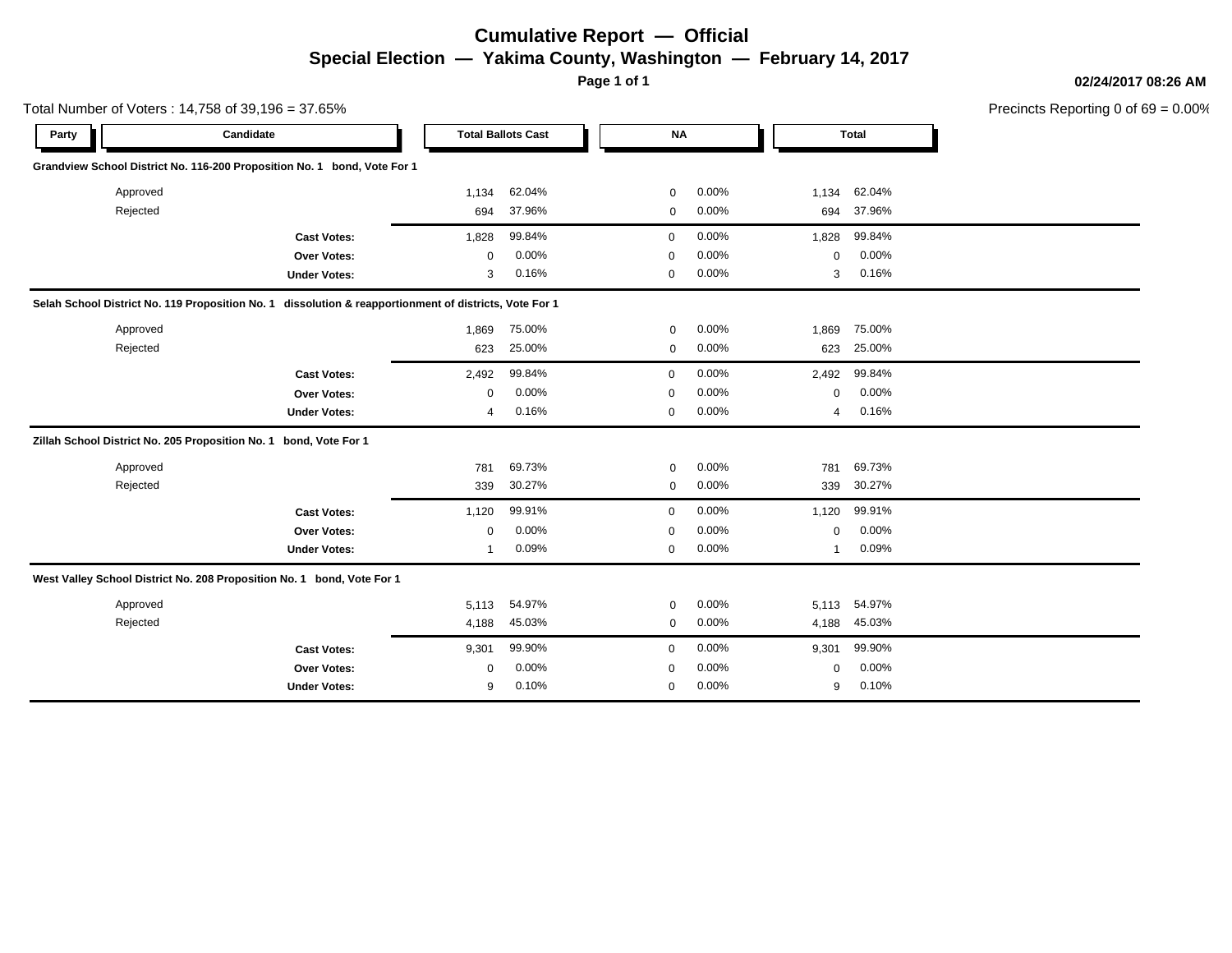# Cumulative Report — Official

## Special Election — Yakima County, Washington — February 14, 2017

02/24/2017 08:26 AM

Total Number of Voters : 14,758 of 39,196 = 37.65%

Precincts Reporting 0 of 69 = 0.00%

| Party | Candidate | Total Ballots Cast | | NA | | Total | |
|---|---|---|---|---|---|---|---|
| **Grandview School District No. 116-200 Proposition No. 1 bond, Vote For 1** | | | | | | | |
| | Approved | 1,134 | 62.04% | 0 | 0.00% | 1,134 | 62.04% |
| | Rejected | 694 | 37.96% | 0 | 0.00% | 694 | 37.96% |
| | **Cast Votes:** | 1,828 | 99.84% | 0 | 0.00% | 1,828 | 99.84% |
| | **Over Votes:** | 0 | 0.00% | 0 | 0.00% | 0 | 0.00% |
| | **Under Votes:** | 3 | 0.16% | 0 | 0.00% | 3 | 0.16% |
| **Selah School District No. 119 Proposition No. 1 dissolution & reapportionment of districts, Vote For 1** | | | | | | | |
| | Approved | 1,869 | 75.00% | 0 | 0.00% | 1,869 | 75.00% |
| | Rejected | 623 | 25.00% | 0 | 0.00% | 623 | 25.00% |
| | **Cast Votes:** | 2,492 | 99.84% | 0 | 0.00% | 2,492 | 99.84% |
| | **Over Votes:** | 0 | 0.00% | 0 | 0.00% | 0 | 0.00% |
| | **Under Votes:** | 4 | 0.16% | 0 | 0.00% | 4 | 0.16% |
| **Zillah School District No. 205 Proposition No. 1 bond, Vote For 1** | | | | | | | |
| | Approved | 781 | 69.73% | 0 | 0.00% | 781 | 69.73% |
| | Rejected | 339 | 30.27% | 0 | 0.00% | 339 | 30.27% |
| | **Cast Votes:** | 1,120 | 99.91% | 0 | 0.00% | 1,120 | 99.91% |
| | **Over Votes:** | 0 | 0.00% | 0 | 0.00% | 0 | 0.00% |
| | **Under Votes:** | 1 | 0.09% | 0 | 0.00% | 1 | 0.09% |
| **West Valley School District No. 208 Proposition No. 1 bond, Vote For 1** | | | | | | | |
| | Approved | 5,113 | 54.97% | 0 | 0.00% | 5,113 | 54.97% |
| | Rejected | 4,188 | 45.03% | 0 | 0.00% | 4,188 | 45.03% |
| | **Cast Votes:** | 9,301 | 99.90% | 0 | 0.00% | 9,301 | 99.90% |
| | **Over Votes:** | 0 | 0.00% | 0 | 0.00% | 0 | 0.00% |
| | **Under Votes:** | 9 | 0.10% | 0 | 0.00% | 9 | 0.10% |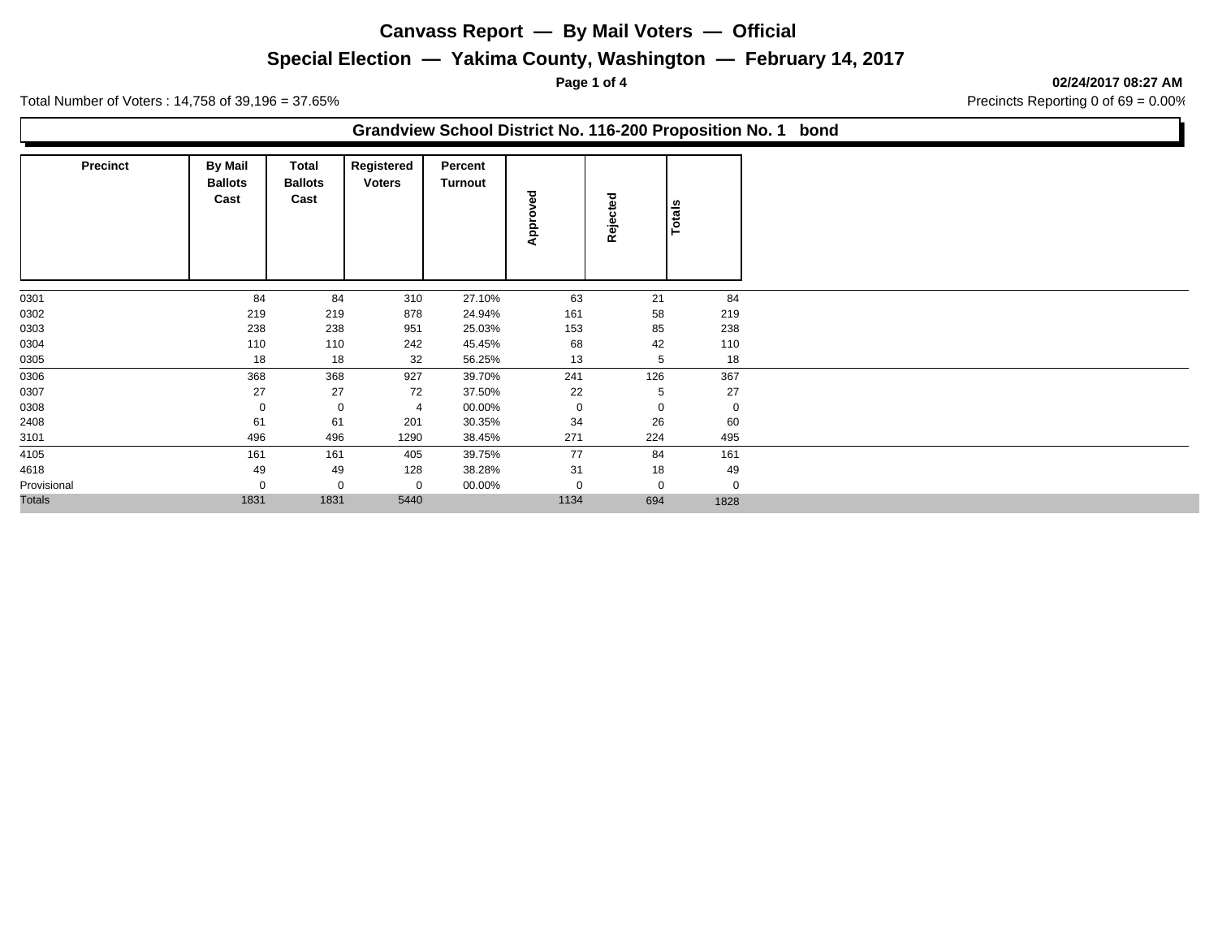# Canvass Report — By Mail Voters — Official

## Special Election — Yakima County, Washington — February 14, 2017

**02/24/2017 08:27 AM**

Total Number of Voters : 14,758 of 39,196 = 37.65%

Precincts Reporting 0 of 69 = 0.00%

### Grandview School District No. 116-200 Proposition No. 1 bond

| Precinct | By Mail Ballots Cast | Total Ballots Cast | Registered Voters | Percent Turnout | Approved | Rejected | Totals |
|---|---|---|---|---|---|---|---|
| 0301 | 84 | 84 | 310 | 27.10% | 63 | 21 | 84 |
| 0302 | 219 | 219 | 878 | 24.94% | 161 | 58 | 219 |
| 0303 | 238 | 238 | 951 | 25.03% | 153 | 85 | 238 |
| 0304 | 110 | 110 | 242 | 45.45% | 68 | 42 | 110 |
| 0305 | 18 | 18 | 32 | 56.25% | 13 | 5 | 18 |
| 0306 | 368 | 368 | 927 | 39.70% | 241 | 126 | 367 |
| 0307 | 27 | 27 | 72 | 37.50% | 22 | 5 | 27 |
| 0308 | 0 | 0 | 4 | 00.00% | 0 | 0 | 0 |
| 2408 | 61 | 61 | 201 | 30.35% | 34 | 26 | 60 |
| 3101 | 496 | 496 | 1290 | 38.45% | 271 | 224 | 495 |
| 4105 | 161 | 161 | 405 | 39.75% | 77 | 84 | 161 |
| 4618 | 49 | 49 | 128 | 38.28% | 31 | 18 | 49 |
| Provisional | 0 | 0 | 0 | 00.00% | 0 | 0 | 0 |
| Totals | 1831 | 1831 | 5440 | | 1134 | 694 | 1828 |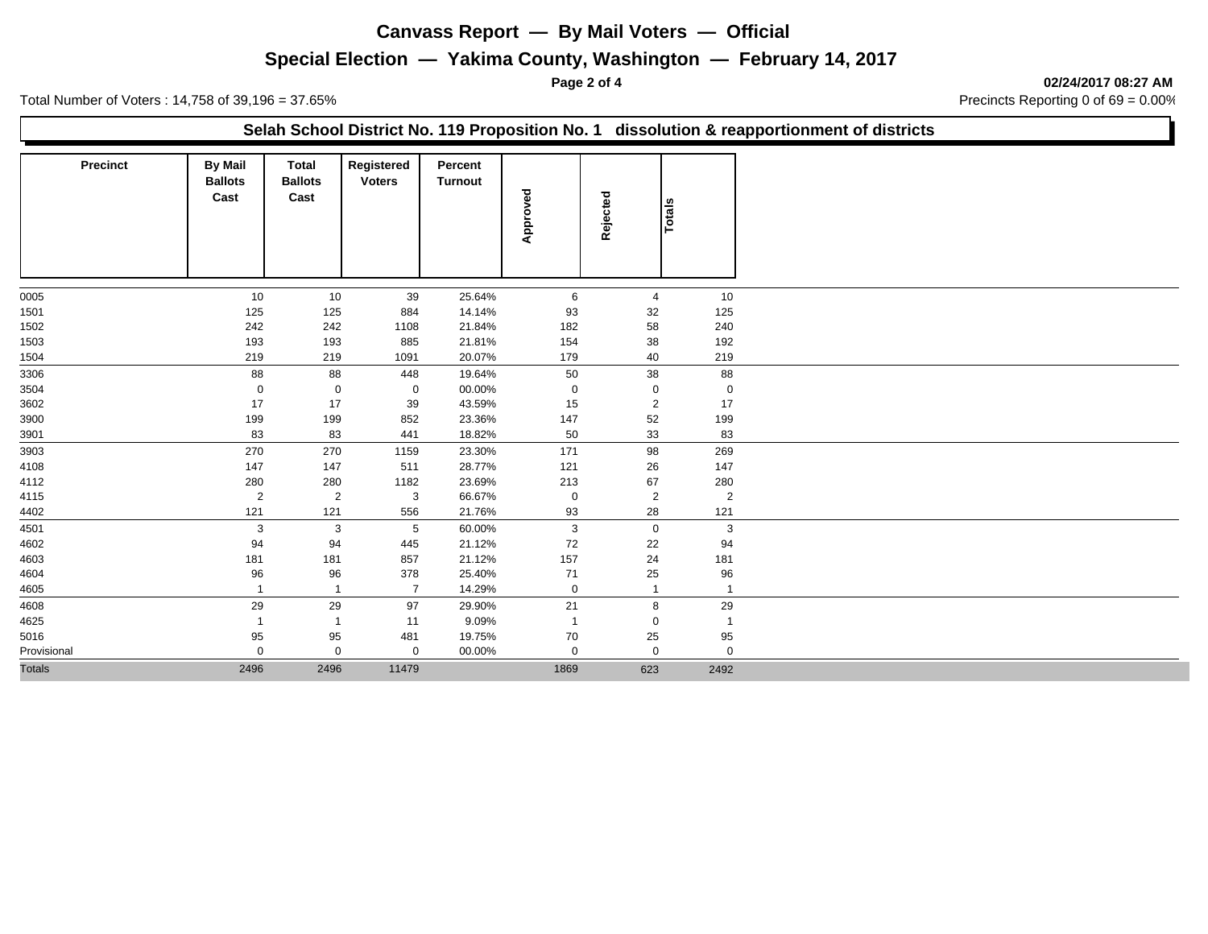# Canvass Report — By Mail Voters — Official

## Special Election — Yakima County, Washington — February 14, 2017

**02/24/2017 08:27 AM**

Total Number of Voters : 14,758 of 39,196 = 37.65%

Precincts Reporting 0 of 69 = 0.00%

### Selah School District No. 119 Proposition No. 1 dissolution & reapportionment of districts

| Precinct | By Mail Ballots Cast | Total Ballots Cast | Registered Voters | Percent Turnout | Approved | Rejected | Totals |
|---|---|---|---|---|---|---|---|
| 0005 | 10 | 10 | 39 | 25.64% | 6 | 4 | 10 |
| 1501 | 125 | 125 | 884 | 14.14% | 93 | 32 | 125 |
| 1502 | 242 | 242 | 1108 | 21.84% | 182 | 58 | 240 |
| 1503 | 193 | 193 | 885 | 21.81% | 154 | 38 | 192 |
| 1504 | 219 | 219 | 1091 | 20.07% | 179 | 40 | 219 |
| 3306 | 88 | 88 | 448 | 19.64% | 50 | 38 | 88 |
| 3504 | 0 | 0 | 0 | 00.00% | 0 | 0 | 0 |
| 3602 | 17 | 17 | 39 | 43.59% | 15 | 2 | 17 |
| 3900 | 199 | 199 | 852 | 23.36% | 147 | 52 | 199 |
| 3901 | 83 | 83 | 441 | 18.82% | 50 | 33 | 83 |
| 3903 | 270 | 270 | 1159 | 23.30% | 171 | 98 | 269 |
| 4108 | 147 | 147 | 511 | 28.77% | 121 | 26 | 147 |
| 4112 | 280 | 280 | 1182 | 23.69% | 213 | 67 | 280 |
| 4115 | 2 | 2 | 3 | 66.67% | 0 | 2 | 2 |
| 4402 | 121 | 121 | 556 | 21.76% | 93 | 28 | 121 |
| 4501 | 3 | 3 | 5 | 60.00% | 3 | 0 | 3 |
| 4602 | 94 | 94 | 445 | 21.12% | 72 | 22 | 94 |
| 4603 | 181 | 181 | 857 | 21.12% | 157 | 24 | 181 |
| 4604 | 96 | 96 | 378 | 25.40% | 71 | 25 | 96 |
| 4605 | 1 | 1 | 7 | 14.29% | 0 | 1 | 1 |
| 4608 | 29 | 29 | 97 | 29.90% | 21 | 8 | 29 |
| 4625 | 1 | 1 | 11 | 9.09% | 1 | 0 | 1 |
| 5016 | 95 | 95 | 481 | 19.75% | 70 | 25 | 95 |
| Provisional | 0 | 0 | 0 | 00.00% | 0 | 0 | 0 |
| Totals | 2496 | 2496 | 11479 | | 1869 | 623 | 2492 |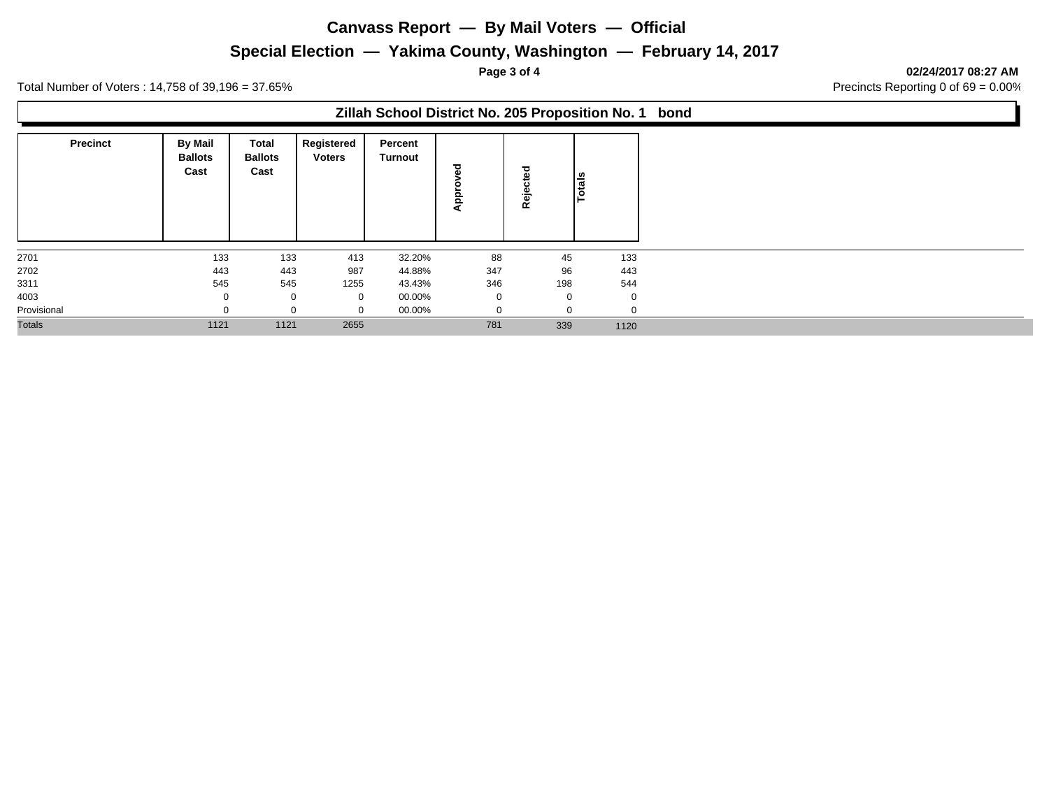# Canvass Report — By Mail Voters — Official

## Special Election — Yakima County, Washington — February 14, 2017

**02/24/2017 08:27 AM**

Total Number of Voters : 14,758 of 39,196 = 37.65%

Precincts Reporting 0 of 69 = 0.00%

### Zillah School District No. 205 Proposition No. 1 bond

| Precinct | By Mail Ballots Cast | Total Ballots Cast | Registered Voters | Percent Turnout | Approved | Rejected | Totals |
|---|---|---|---|---|---|---|---|
| 2701 | 133 | 133 | 413 | 32.20% | 88 | 45 | 133 |
| 2702 | 443 | 443 | 987 | 44.88% | 347 | 96 | 443 |
| 3311 | 545 | 545 | 1255 | 43.43% | 346 | 198 | 544 |
| 4003 | 0 | 0 | 0 | 00.00% | 0 | 0 | 0 |
| Provisional | 0 | 0 | 0 | 00.00% | 0 | 0 | 0 |
| Totals | 1121 | 1121 | 2655 | | 781 | 339 | 1120 |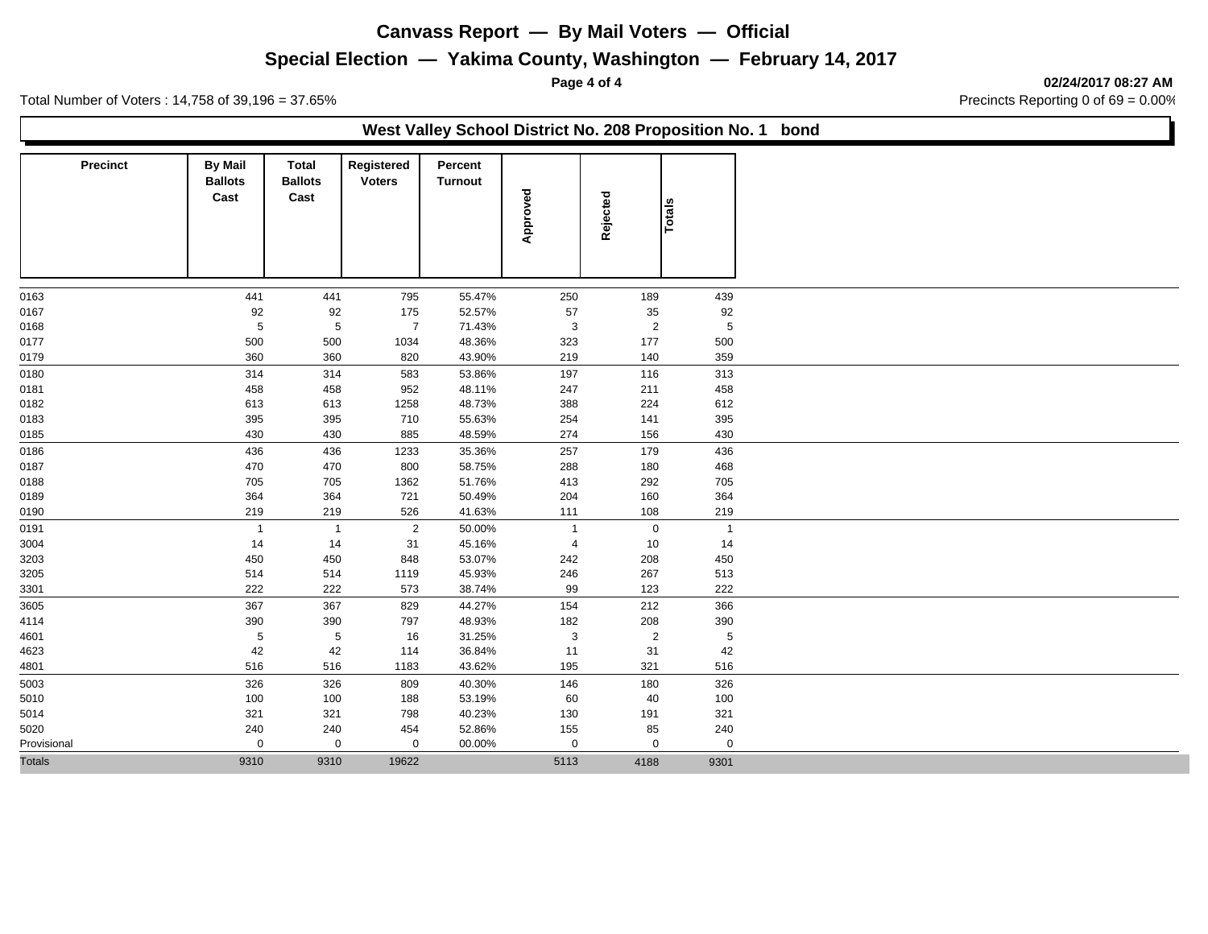# Canvass Report — By Mail Voters — Official

## Special Election — Yakima County, Washington — February 14, 2017

02/24/2017 08:27 AM

Total Number of Voters : 14,758 of 39,196 = 37.65%

Precincts Reporting 0 of 69 = 0.00%

### West Valley School District No. 208 Proposition No. 1 bond

| Precinct | By Mail Ballots Cast | Total Ballots Cast | Registered Voters | Percent Turnout | Approved | Rejected | Totals |
|---|---|---|---|---|---|---|---|
| 0163 | 441 | 441 | 795 | 55.47% | 250 | 189 | 439 |
| 0167 | 92 | 92 | 175 | 52.57% | 57 | 35 | 92 |
| 0168 | 5 | 5 | 7 | 71.43% | 3 | 2 | 5 |
| 0177 | 500 | 500 | 1034 | 48.36% | 323 | 177 | 500 |
| 0179 | 360 | 360 | 820 | 43.90% | 219 | 140 | 359 |
| 0180 | 314 | 314 | 583 | 53.86% | 197 | 116 | 313 |
| 0181 | 458 | 458 | 952 | 48.11% | 247 | 211 | 458 |
| 0182 | 613 | 613 | 1258 | 48.73% | 388 | 224 | 612 |
| 0183 | 395 | 395 | 710 | 55.63% | 254 | 141 | 395 |
| 0185 | 430 | 430 | 885 | 48.59% | 274 | 156 | 430 |
| 0186 | 436 | 436 | 1233 | 35.36% | 257 | 179 | 436 |
| 0187 | 470 | 470 | 800 | 58.75% | 288 | 180 | 468 |
| 0188 | 705 | 705 | 1362 | 51.76% | 413 | 292 | 705 |
| 0189 | 364 | 364 | 721 | 50.49% | 204 | 160 | 364 |
| 0190 | 219 | 219 | 526 | 41.63% | 111 | 108 | 219 |
| 0191 | 1 | 1 | 2 | 50.00% | 1 | 0 | 1 |
| 3004 | 14 | 14 | 31 | 45.16% | 4 | 10 | 14 |
| 3203 | 450 | 450 | 848 | 53.07% | 242 | 208 | 450 |
| 3205 | 514 | 514 | 1119 | 45.93% | 246 | 267 | 513 |
| 3301 | 222 | 222 | 573 | 38.74% | 99 | 123 | 222 |
| 3605 | 367 | 367 | 829 | 44.27% | 154 | 212 | 366 |
| 4114 | 390 | 390 | 797 | 48.93% | 182 | 208 | 390 |
| 4601 | 5 | 5 | 16 | 31.25% | 3 | 2 | 5 |
| 4623 | 42 | 42 | 114 | 36.84% | 11 | 31 | 42 |
| 4801 | 516 | 516 | 1183 | 43.62% | 195 | 321 | 516 |
| 5003 | 326 | 326 | 809 | 40.30% | 146 | 180 | 326 |
| 5010 | 100 | 100 | 188 | 53.19% | 60 | 40 | 100 |
| 5014 | 321 | 321 | 798 | 40.23% | 130 | 191 | 321 |
| 5020 | 240 | 240 | 454 | 52.86% | 155 | 85 | 240 |
| Provisional | 0 | 0 | 0 | 00.00% | 0 | 0 | 0 |
| Totals | 9310 | 9310 | 19622 | | 5113 | 4188 | 9301 |